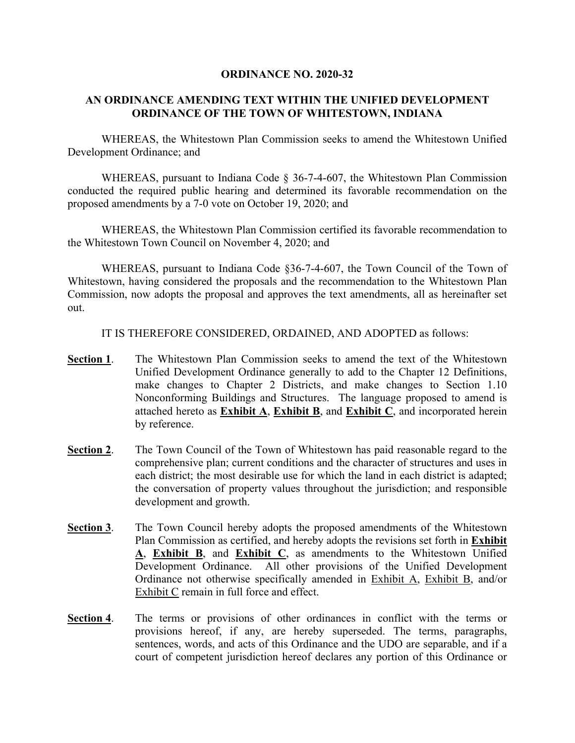**ORDINANCE NO. 2020-32**

**AN ORDINANCE AMENDING TEXT WITHIN THE UNIFIED DEVELOPMENT ORDINANCE OF THE TOWN OF WHITESTOWN, INDIANA**

WHEREAS, the Whitestown Plan Commission seeks to amend the Whitestown Unified Development Ordinance; and

WHEREAS, pursuant to Indiana Code § 36-7-4-607, the Whitestown Plan Commission conducted the required public hearing and determined its favorable recommendation on the proposed amendments by a 7-0 vote on October 19, 2020; and

WHEREAS, the Whitestown Plan Commission certified its favorable recommendation to the Whitestown Town Council on November 4, 2020; and

WHEREAS, pursuant to Indiana Code §36-7-4-607, the Town Council of the Town of Whitestown, having considered the proposals and the recommendation to the Whitestown Plan Commission, now adopts the proposal and approves the text amendments, all as hereinafter set out.

IT IS THEREFORE CONSIDERED, ORDAINED, AND ADOPTED as follows:

**Section 1**. The Whitestown Plan Commission seeks to amend the text of the Whitestown Unified Development Ordinance generally to add to the Chapter 12 Definitions, make changes to Chapter 2 Districts, and make changes to Section 1.10 Nonconforming Buildings and Structures. The language proposed to amend is attached hereto as **Exhibit A**, **Exhibit B**, and **Exhibit C**, and incorporated herein by reference.

**Section 2**. The Town Council of the Town of Whitestown has paid reasonable regard to the comprehensive plan; current conditions and the character of structures and uses in each district; the most desirable use for which the land in each district is adapted; the conversation of property values throughout the jurisdiction; and responsible development and growth.

**Section 3**. The Town Council hereby adopts the proposed amendments of the Whitestown Plan Commission as certified, and hereby adopts the revisions set forth in **Exhibit A**, **Exhibit B**, and **Exhibit C**, as amendments to the Whitestown Unified Development Ordinance. All other provisions of the Unified Development Ordinance not otherwise specifically amended in Exhibit A, Exhibit B, and/or Exhibit C remain in full force and effect.

**Section 4**. The terms or provisions of other ordinances in conflict with the terms or provisions hereof, if any, are hereby superseded. The terms, paragraphs, sentences, words, and acts of this Ordinance and the UDO are separable, and if a court of competent jurisdiction hereof declares any portion of this Ordinance or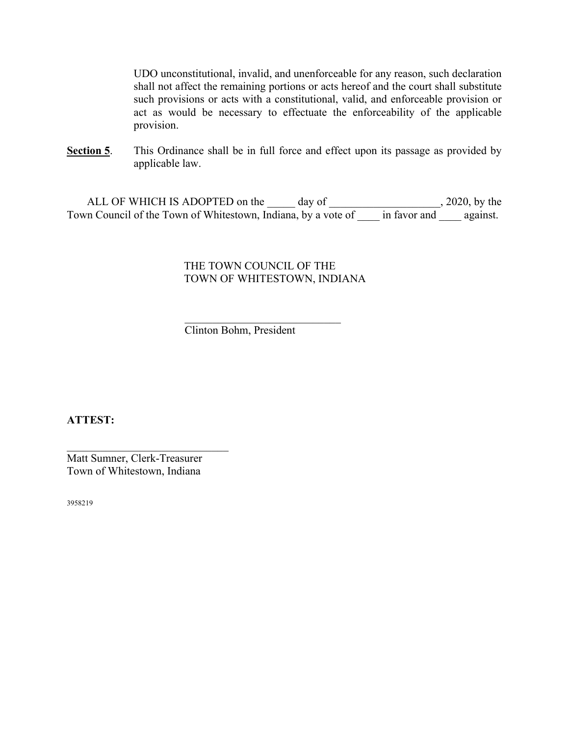UDO unconstitutional, invalid, and unenforceable for any reason, such declaration shall not affect the remaining portions or acts hereof and the court shall substitute such provisions or acts with a constitutional, valid, and enforceable provision or act as would be necessary to effectuate the enforceability of the applicable provision.

**Section 5**. This Ordinance shall be in full force and effect upon its passage as provided by applicable law.

ALL OF WHICH IS ADOPTED on the _____ day of ____________________, 2020, by the Town Council of the Town of Whitestown, Indiana, by a vote of ____ in favor and ____ against.

THE TOWN COUNCIL OF THE
TOWN OF WHITESTOWN, INDIANA

_____________________________
Clinton Bohm, President

**ATTEST:**

______________________________
Matt Sumner, Clerk-Treasurer
Town of Whitestown, Indiana

3958219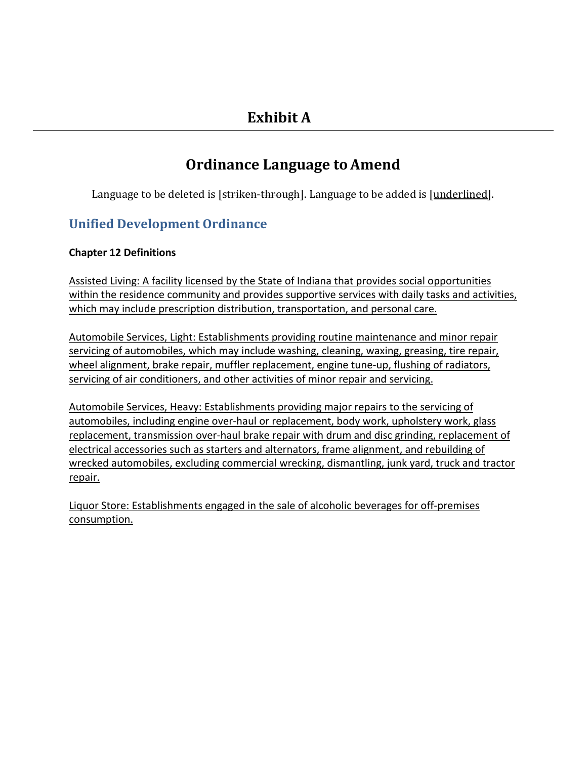# Exhibit A

---

## Ordinance Language to Amend

Language to be deleted is [~~striken-through~~]. Language to be added is [<u>underlined</u>].

### Unified Development Ordinance

**Chapter 12 Definitions**

<u>Assisted Living: A facility licensed by the State of Indiana that provides social opportunities within the residence community and provides supportive services with daily tasks and activities, which may include prescription distribution, transportation, and personal care.</u>

<u>Automobile Services, Light: Establishments providing routine maintenance and minor repair servicing of automobiles, which may include washing, cleaning, waxing, greasing, tire repair, wheel alignment, brake repair, muffler replacement, engine tune-up, flushing of radiators, servicing of air conditioners, and other activities of minor repair and servicing.</u>

<u>Automobile Services, Heavy: Establishments providing major repairs to the servicing of automobiles, including engine over-haul or replacement, body work, upholstery work, glass replacement, transmission over-haul brake repair with drum and disc grinding, replacement of electrical accessories such as starters and alternators, frame alignment, and rebuilding of wrecked automobiles, excluding commercial wrecking, dismantling, junk yard, truck and tractor repair.</u>

<u>Liquor Store: Establishments engaged in the sale of alcoholic beverages for off-premises consumption.</u>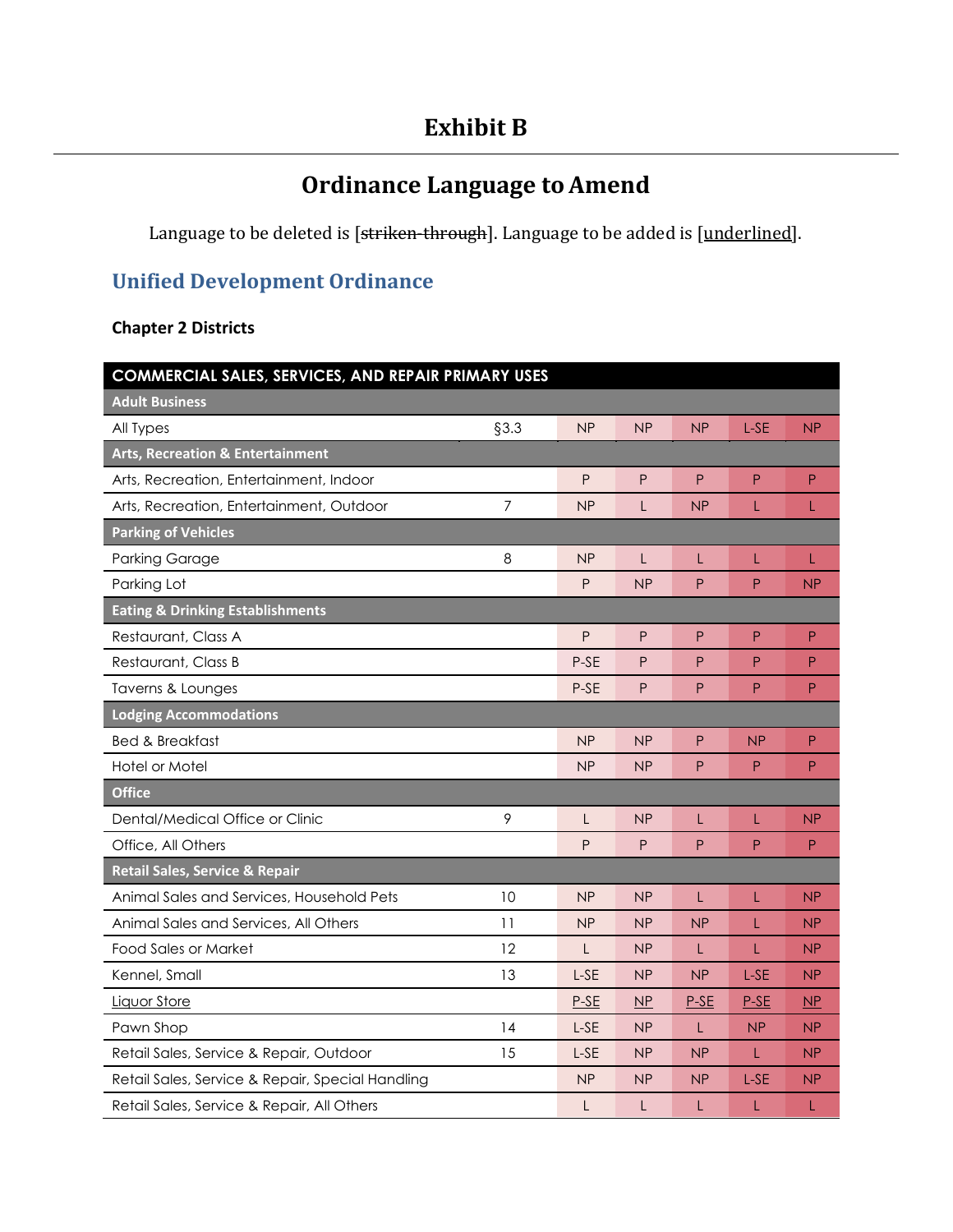# Exhibit B

## Ordinance Language to Amend

Language to be deleted is [~~striken through~~]. Language to be added is [<u>underlined</u>].

### Unified Development Ordinance

#### Chapter 2 Districts

| COMMERCIAL SALES, SERVICES, AND REPAIR PRIMARY USES | | | | | | |
|---|---|---|---|---|---|---|
| **Adult Business** | | | | | | |
| All Types | §3.3 | NP | NP | NP | L-SE | NP |
| **Arts, Recreation & Entertainment** | | | | | | |
| Arts, Recreation, Entertainment, Indoor | | P | P | P | P | P |
| Arts, Recreation, Entertainment, Outdoor | 7 | NP | L | NP | L | L |
| **Parking of Vehicles** | | | | | | |
| Parking Garage | 8 | NP | L | L | L | L |
| Parking Lot | | P | NP | P | P | NP |
| **Eating & Drinking Establishments** | | | | | | |
| Restaurant, Class A | | P | P | P | P | P |
| Restaurant, Class B | | P-SE | P | P | P | P |
| Taverns & Lounges | | P-SE | P | P | P | P |
| **Lodging Accommodations** | | | | | | |
| Bed & Breakfast | | NP | NP | P | NP | P |
| Hotel or Motel | | NP | NP | P | P | P |
| **Office** | | | | | | |
| Dental/Medical Office or Clinic | 9 | L | NP | L | L | NP |
| Office, All Others | | P | P | P | P | P |
| **Retail Sales, Service & Repair** | | | | | | |
| Animal Sales and Services, Household Pets | 10 | NP | NP | L | L | NP |
| Animal Sales and Services, All Others | 11 | NP | NP | NP | L | NP |
| Food Sales or Market | 12 | L | NP | L | L | NP |
| Kennel, Small | 13 | L-SE | NP | NP | L-SE | NP |
| <u>Liquor Store</u> | | <u>P-SE</u> | <u>NP</u> | <u>P-SE</u> | <u>P-SE</u> | <u>NP</u> |
| Pawn Shop | 14 | L-SE | NP | L | NP | NP |
| Retail Sales, Service & Repair, Outdoor | 15 | L-SE | NP | NP | L | NP |
| Retail Sales, Service & Repair, Special Handling | | NP | NP | NP | L-SE | NP |
| Retail Sales, Service & Repair, All Others | | L | L | L | L | L |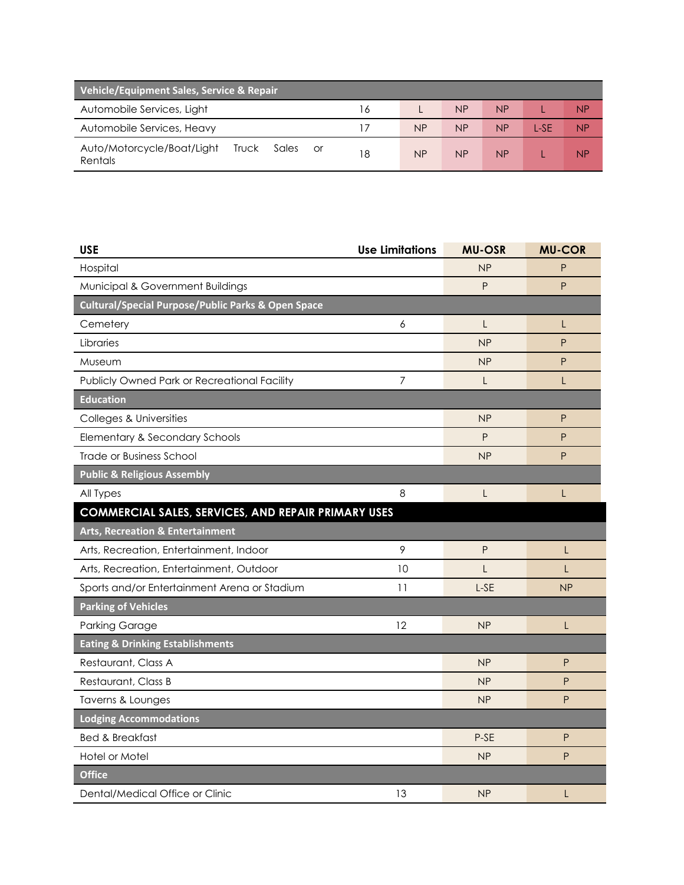| Vehicle/Equipment Sales, Service & Repair | | | | | | |
|---|---|---|---|---|---|---|
| Automobile Services, Light | 16 | L | NP | NP | L | NP |
| Automobile Services, Heavy | 17 | NP | NP | NP | L-SE | NP |
| Auto/Motorcycle/Boat/Light Truck Sales or Rentals | 18 | NP | NP | NP | L | NP |

| USE | Use Limitations | MU-OSR | MU-COR |
|---|---|---|---|
| Hospital | | NP | P |
| Municipal & Government Buildings | | P | P |
| **Cultural/Special Purpose/Public Parks & Open Space** | | | |
| Cemetery | 6 | L | L |
| Libraries | | NP | P |
| Museum | | NP | P |
| Publicly Owned Park or Recreational Facility | 7 | L | L |
| **Education** | | | |
| Colleges & Universities | | NP | P |
| Elementary & Secondary Schools | | P | P |
| Trade or Business School | | NP | P |
| **Public & Religious Assembly** | | | |
| All Types | 8 | L | L |
| **COMMERCIAL SALES, SERVICES, AND REPAIR PRIMARY USES** | | | |
| **Arts, Recreation & Entertainment** | | | |
| Arts, Recreation, Entertainment, Indoor | 9 | P | L |
| Arts, Recreation, Entertainment, Outdoor | 10 | L | L |
| Sports and/or Entertainment Arena or Stadium | 11 | L-SE | NP |
| **Parking of Vehicles** | | | |
| Parking Garage | 12 | NP | L |
| **Eating & Drinking Establishments** | | | |
| Restaurant, Class A | | NP | P |
| Restaurant, Class B | | NP | P |
| Taverns & Lounges | | NP | P |
| **Lodging Accommodations** | | | |
| Bed & Breakfast | | P-SE | P |
| Hotel or Motel | | NP | P |
| **Office** | | | |
| Dental/Medical Office or Clinic | 13 | NP | L |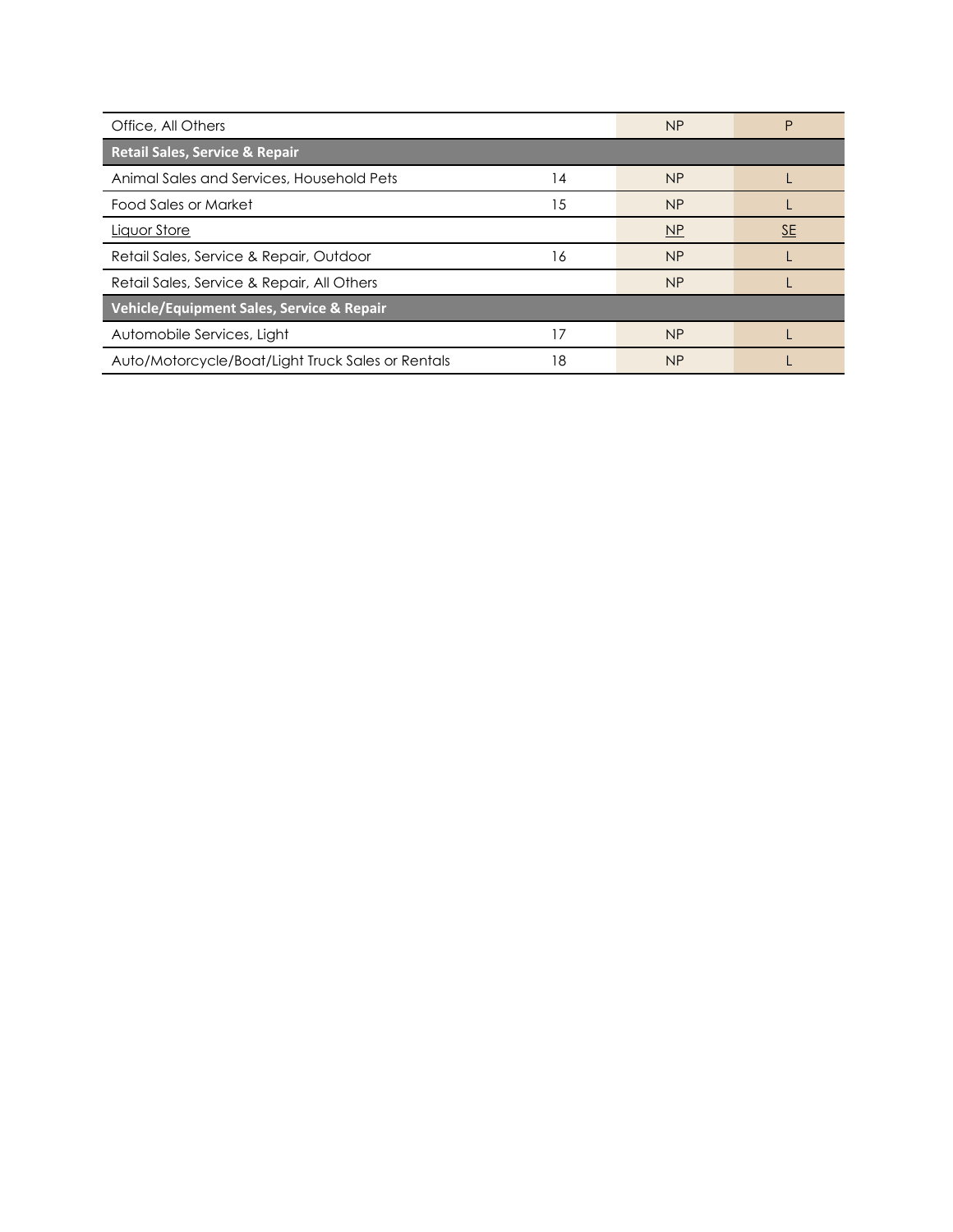| Office, All Others | | NP | P |
|---|---|---|---|
| **Retail Sales, Service & Repair** | | | |
| Animal Sales and Services, Household Pets | 14 | NP | L |
| Food Sales or Market | 15 | NP | L |
| Liquor Store | | NP | SE |
| Retail Sales, Service & Repair, Outdoor | 16 | NP | L |
| Retail Sales, Service & Repair, All Others | | NP | L |
| **Vehicle/Equipment Sales, Service & Repair** | | | |
| Automobile Services, Light | 17 | NP | L |
| Auto/Motorcycle/Boat/Light Truck Sales or Rentals | 18 | NP | L |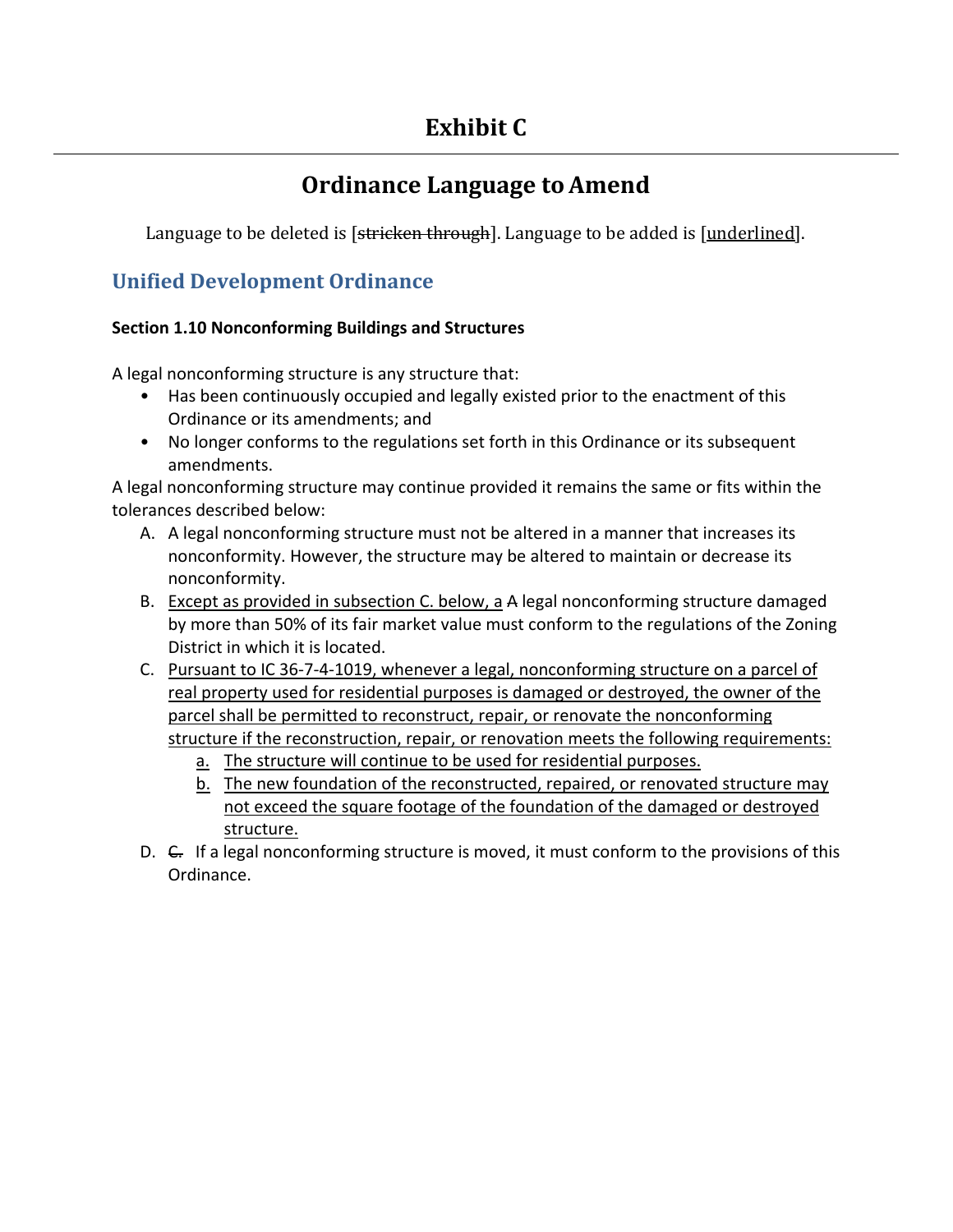# Exhibit C

## Ordinance Language to Amend

Language to be deleted is [~~stricken through~~]. Language to be added is [<u>underlined</u>].

### Unified Development Ordinance

**Section 1.10 Nonconforming Buildings and Structures**

A legal nonconforming structure is any structure that:

- Has been continuously occupied and legally existed prior to the enactment of this Ordinance or its amendments; and
- No longer conforms to the regulations set forth in this Ordinance or its subsequent amendments.

A legal nonconforming structure may continue provided it remains the same or fits within the tolerances described below:

A. A legal nonconforming structure must not be altered in a manner that increases its nonconformity. However, the structure may be altered to maintain or decrease its nonconformity.

B. <u>Except as provided in subsection C. below, a</u> ~~A~~ legal nonconforming structure damaged by more than 50% of its fair market value must conform to the regulations of the Zoning District in which it is located.

C. <u>Pursuant to IC 36-7-4-1019, whenever a legal, nonconforming structure on a parcel of real property used for residential purposes is damaged or destroyed, the owner of the parcel shall be permitted to reconstruct, repair, or renovate the nonconforming structure if the reconstruction, repair, or renovation meets the following requirements:</u>

   <u>a.</u> <u>The structure will continue to be used for residential purposes.</u>

   <u>b.</u> <u>The new foundation of the reconstructed, repaired, or renovated structure may not exceed the square footage of the foundation of the damaged or destroyed structure.</u>

D. ~~C.~~ If a legal nonconforming structure is moved, it must conform to the provisions of this Ordinance.